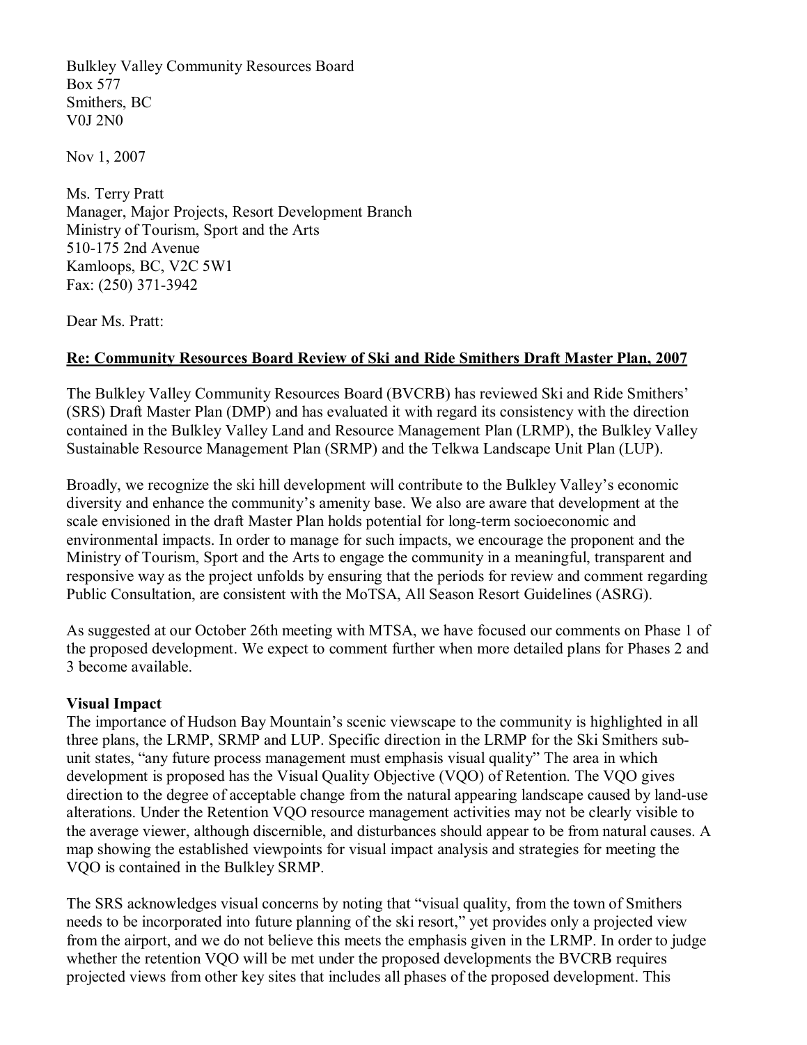Bulkley Valley Community Resources Board
Box 577
Smithers, BC
V0J 2N0

Nov 1, 2007

Ms. Terry Pratt
Manager, Major Projects, Resort Development Branch
Ministry of Tourism, Sport and the Arts
510-175 2nd Avenue
Kamloops, BC, V2C 5W1
Fax: (250) 371-3942

Dear Ms. Pratt:

**Re: Community Resources Board Review of Ski and Ride Smithers Draft Master Plan, 2007**

The Bulkley Valley Community Resources Board (BVCRB) has reviewed Ski and Ride Smithers' (SRS) Draft Master Plan (DMP) and has evaluated it with regard its consistency with the direction contained in the Bulkley Valley Land and Resource Management Plan (LRMP), the Bulkley Valley Sustainable Resource Management Plan (SRMP) and the Telkwa Landscape Unit Plan (LUP).

Broadly, we recognize the ski hill development will contribute to the Bulkley Valley's economic diversity and enhance the community's amenity base. We also are aware that development at the scale envisioned in the draft Master Plan holds potential for long-term socioeconomic and environmental impacts. In order to manage for such impacts, we encourage the proponent and the Ministry of Tourism, Sport and the Arts to engage the community in a meaningful, transparent and responsive way as the project unfolds by ensuring that the periods for review and comment regarding Public Consultation, are consistent with the MoTSA, All Season Resort Guidelines (ASRG).

As suggested at our October 26th meeting with MTSA, we have focused our comments on Phase 1 of the proposed development. We expect to comment further when more detailed plans for Phases 2 and 3 become available.

**Visual Impact**

The importance of Hudson Bay Mountain's scenic viewscape to the community is highlighted in all three plans, the LRMP, SRMP and LUP. Specific direction in the LRMP for the Ski Smithers sub-unit states, "any future process management must emphasis visual quality" The area in which development is proposed has the Visual Quality Objective (VQO) of Retention. The VQO gives direction to the degree of acceptable change from the natural appearing landscape caused by land-use alterations. Under the Retention VQO resource management activities may not be clearly visible to the average viewer, although discernible, and disturbances should appear to be from natural causes. A map showing the established viewpoints for visual impact analysis and strategies for meeting the VQO is contained in the Bulkley SRMP.

The SRS acknowledges visual concerns by noting that "visual quality, from the town of Smithers needs to be incorporated into future planning of the ski resort," yet provides only a projected view from the airport, and we do not believe this meets the emphasis given in the LRMP. In order to judge whether the retention VQO will be met under the proposed developments the BVCRB requires projected views from other key sites that includes all phases of the proposed development. This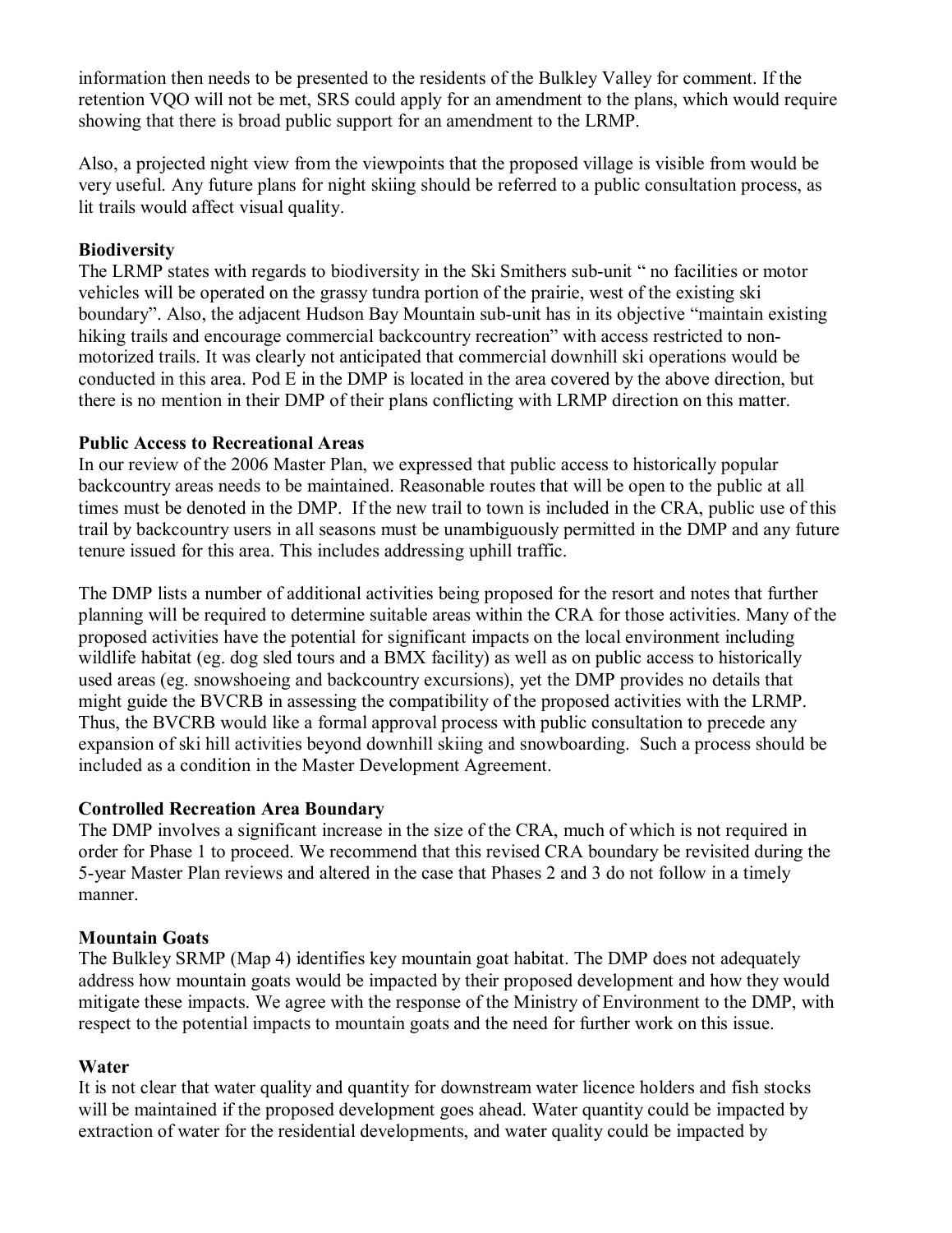information then needs to be presented to the residents of the Bulkley Valley for comment. If the retention VQO will not be met, SRS could apply for an amendment to the plans, which would require showing that there is broad public support for an amendment to the LRMP.

Also, a projected night view from the viewpoints that the proposed village is visible from would be very useful. Any future plans for night skiing should be referred to a public consultation process, as lit trails would affect visual quality.

**Biodiversity**

The LRMP states with regards to biodiversity in the Ski Smithers sub-unit " no facilities or motor vehicles will be operated on the grassy tundra portion of the prairie, west of the existing ski boundary". Also, the adjacent Hudson Bay Mountain sub-unit has in its objective "maintain existing hiking trails and encourage commercial backcountry recreation" with access restricted to non-motorized trails. It was clearly not anticipated that commercial downhill ski operations would be conducted in this area. Pod E in the DMP is located in the area covered by the above direction, but there is no mention in their DMP of their plans conflicting with LRMP direction on this matter.

**Public Access to Recreational Areas**

In our review of the 2006 Master Plan, we expressed that public access to historically popular backcountry areas needs to be maintained. Reasonable routes that will be open to the public at all times must be denoted in the DMP. If the new trail to town is included in the CRA, public use of this trail by backcountry users in all seasons must be unambiguously permitted in the DMP and any future tenure issued for this area. This includes addressing uphill traffic.

The DMP lists a number of additional activities being proposed for the resort and notes that further planning will be required to determine suitable areas within the CRA for those activities. Many of the proposed activities have the potential for significant impacts on the local environment including wildlife habitat (eg. dog sled tours and a BMX facility) as well as on public access to historically used areas (eg. snowshoeing and backcountry excursions), yet the DMP provides no details that might guide the BVCRB in assessing the compatibility of the proposed activities with the LRMP. Thus, the BVCRB would like a formal approval process with public consultation to precede any expansion of ski hill activities beyond downhill skiing and snowboarding. Such a process should be included as a condition in the Master Development Agreement.

**Controlled Recreation Area Boundary**

The DMP involves a significant increase in the size of the CRA, much of which is not required in order for Phase 1 to proceed. We recommend that this revised CRA boundary be revisited during the 5-year Master Plan reviews and altered in the case that Phases 2 and 3 do not follow in a timely manner.

**Mountain Goats**

The Bulkley SRMP (Map 4) identifies key mountain goat habitat. The DMP does not adequately address how mountain goats would be impacted by their proposed development and how they would mitigate these impacts. We agree with the response of the Ministry of Environment to the DMP, with respect to the potential impacts to mountain goats and the need for further work on this issue.

**Water**

It is not clear that water quality and quantity for downstream water licence holders and fish stocks will be maintained if the proposed development goes ahead. Water quantity could be impacted by extraction of water for the residential developments, and water quality could be impacted by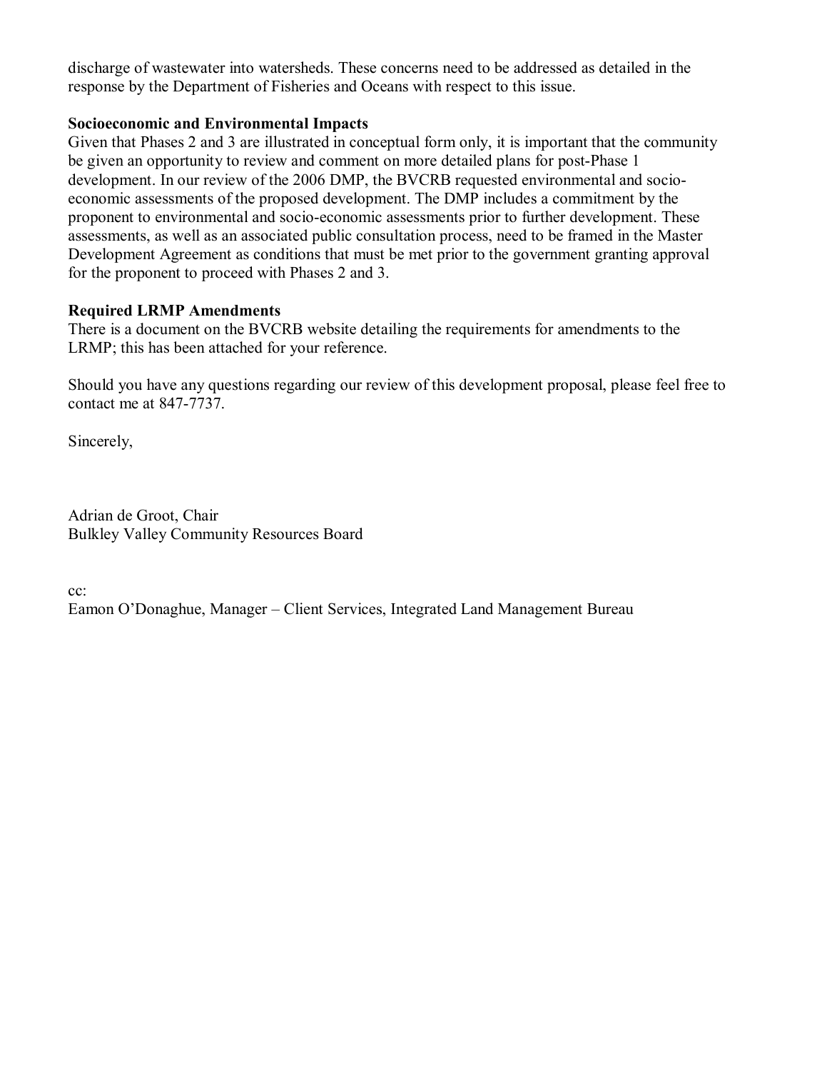discharge of wastewater into watersheds. These concerns need to be addressed as detailed in the response by the Department of Fisheries and Oceans with respect to this issue.

**Socioeconomic and Environmental Impacts**

Given that Phases 2 and 3 are illustrated in conceptual form only, it is important that the community be given an opportunity to review and comment on more detailed plans for post-Phase 1 development. In our review of the 2006 DMP, the BVCRB requested environmental and socio-economic assessments of the proposed development. The DMP includes a commitment by the proponent to environmental and socio-economic assessments prior to further development. These assessments, as well as an associated public consultation process, need to be framed in the Master Development Agreement as conditions that must be met prior to the government granting approval for the proponent to proceed with Phases 2 and 3.

**Required LRMP Amendments**

There is a document on the BVCRB website detailing the requirements for amendments to the LRMP; this has been attached for your reference.

Should you have any questions regarding our review of this development proposal, please feel free to contact me at 847-7737.

Sincerely,

Adrian de Groot, Chair
Bulkley Valley Community Resources Board

cc:
Eamon O'Donaghue, Manager – Client Services, Integrated Land Management Bureau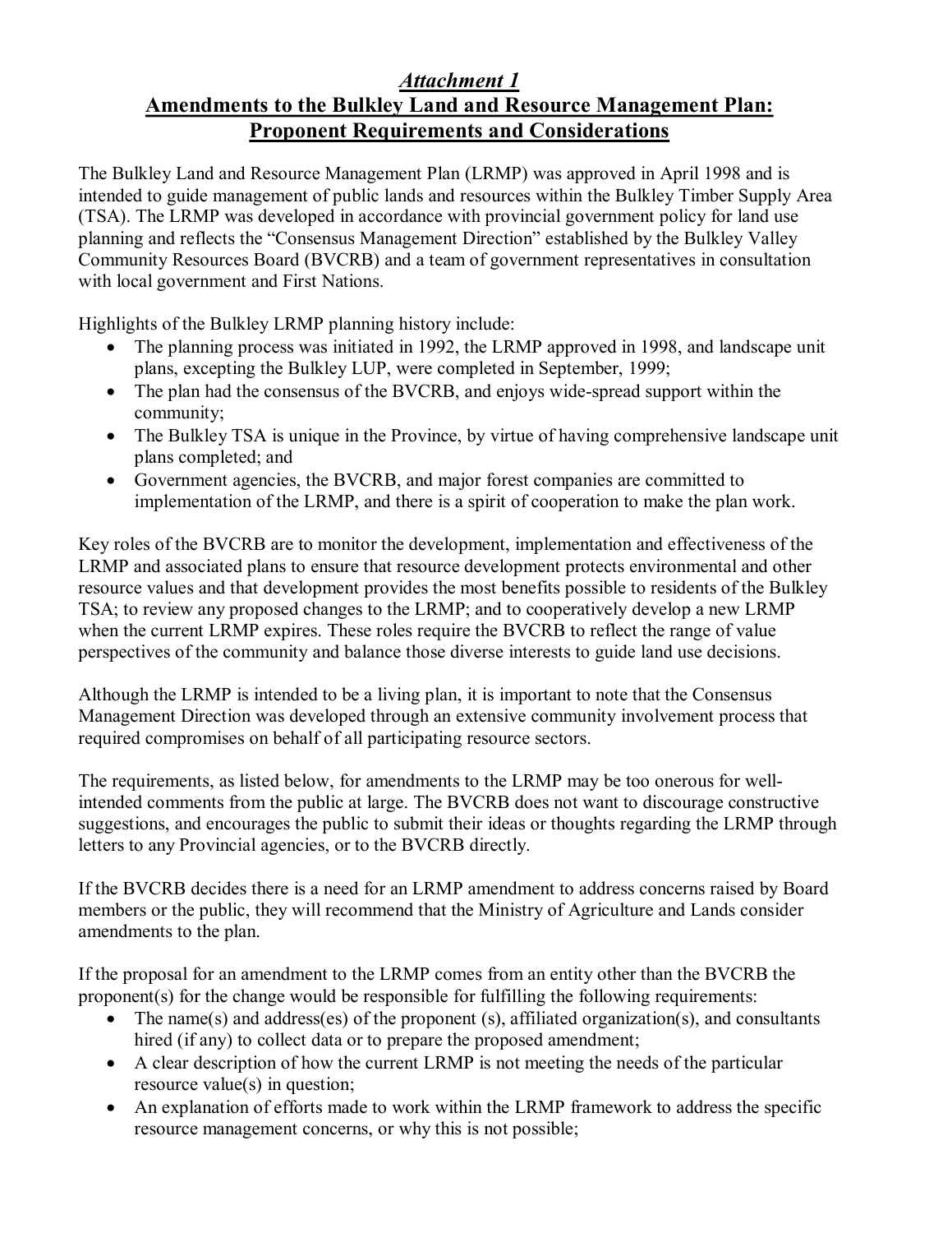## *Attachment 1*

## Amendments to the Bulkley Land and Resource Management Plan: Proponent Requirements and Considerations

The Bulkley Land and Resource Management Plan (LRMP) was approved in April 1998 and is intended to guide management of public lands and resources within the Bulkley Timber Supply Area (TSA). The LRMP was developed in accordance with provincial government policy for land use planning and reflects the "Consensus Management Direction" established by the Bulkley Valley Community Resources Board (BVCRB) and a team of government representatives in consultation with local government and First Nations.

Highlights of the Bulkley LRMP planning history include:

- The planning process was initiated in 1992, the LRMP approved in 1998, and landscape unit plans, excepting the Bulkley LUP, were completed in September, 1999;
- The plan had the consensus of the BVCRB, and enjoys wide-spread support within the community;
- The Bulkley TSA is unique in the Province, by virtue of having comprehensive landscape unit plans completed; and
- Government agencies, the BVCRB, and major forest companies are committed to implementation of the LRMP, and there is a spirit of cooperation to make the plan work.

Key roles of the BVCRB are to monitor the development, implementation and effectiveness of the LRMP and associated plans to ensure that resource development protects environmental and other resource values and that development provides the most benefits possible to residents of the Bulkley TSA; to review any proposed changes to the LRMP; and to cooperatively develop a new LRMP when the current LRMP expires. These roles require the BVCRB to reflect the range of value perspectives of the community and balance those diverse interests to guide land use decisions.

Although the LRMP is intended to be a living plan, it is important to note that the Consensus Management Direction was developed through an extensive community involvement process that required compromises on behalf of all participating resource sectors.

The requirements, as listed below, for amendments to the LRMP may be too onerous for well-intended comments from the public at large. The BVCRB does not want to discourage constructive suggestions, and encourages the public to submit their ideas or thoughts regarding the LRMP through letters to any Provincial agencies, or to the BVCRB directly.

If the BVCRB decides there is a need for an LRMP amendment to address concerns raised by Board members or the public, they will recommend that the Ministry of Agriculture and Lands consider amendments to the plan.

If the proposal for an amendment to the LRMP comes from an entity other than the BVCRB the proponent(s) for the change would be responsible for fulfilling the following requirements:

- The name(s) and address(es) of the proponent (s), affiliated organization(s), and consultants hired (if any) to collect data or to prepare the proposed amendment;
- A clear description of how the current LRMP is not meeting the needs of the particular resource value(s) in question;
- An explanation of efforts made to work within the LRMP framework to address the specific resource management concerns, or why this is not possible;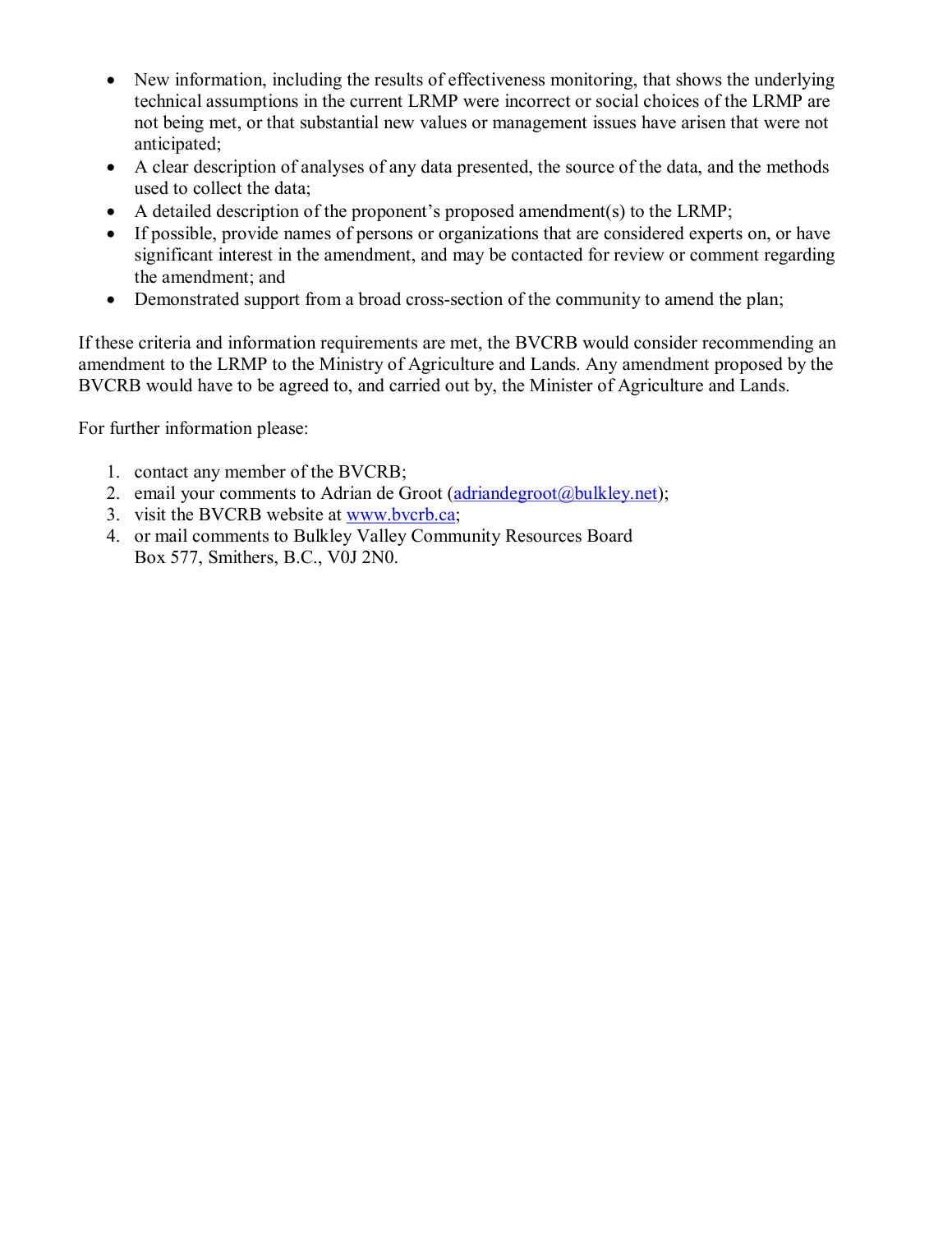- New information, including the results of effectiveness monitoring, that shows the underlying technical assumptions in the current LRMP were incorrect or social choices of the LRMP are not being met, or that substantial new values or management issues have arisen that were not anticipated;
- A clear description of analyses of any data presented, the source of the data, and the methods used to collect the data;
- A detailed description of the proponent's proposed amendment(s) to the LRMP;
- If possible, provide names of persons or organizations that are considered experts on, or have significant interest in the amendment, and may be contacted for review or comment regarding the amendment; and
- Demonstrated support from a broad cross-section of the community to amend the plan;

If these criteria and information requirements are met, the BVCRB would consider recommending an amendment to the LRMP to the Ministry of Agriculture and Lands. Any amendment proposed by the BVCRB would have to be agreed to, and carried out by, the Minister of Agriculture and Lands.

For further information please:

1. contact any member of the BVCRB;
2. email your comments to Adrian de Groot (adriandegroot@bulkley.net);
3. visit the BVCRB website at www.bvcrb.ca;
4. or mail comments to Bulkley Valley Community Resources Board
   Box 577, Smithers, B.C., V0J 2N0.